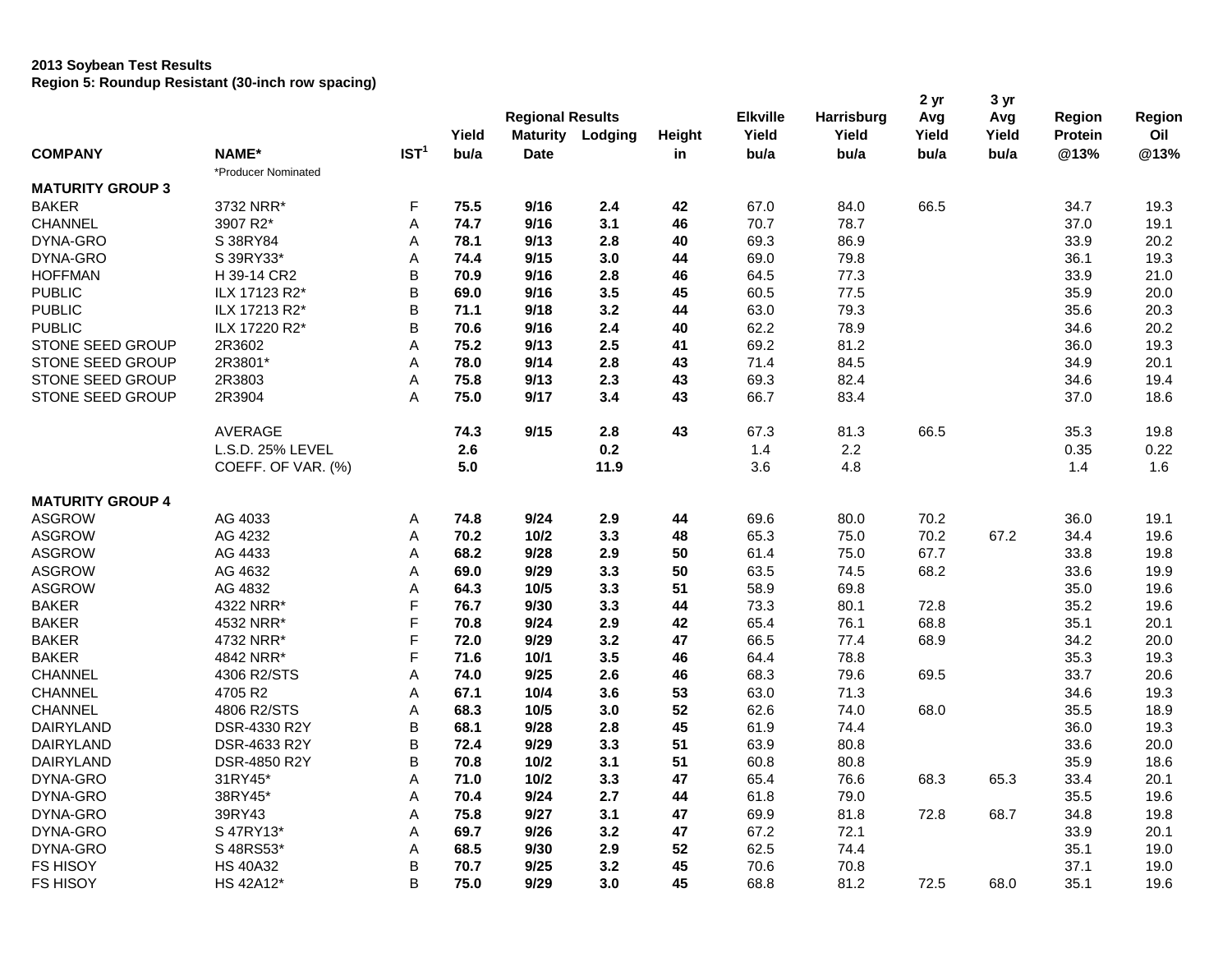**2013 Soybean Test Results**
**Region 5: Roundup Resistant (30-inch row spacing)**

| COMPANY | NAME* | IST[1] | Yield bu/a | Regional Results Maturity Date | Lodging | Height in | Elkville Yield bu/a | Harrisburg Yield bu/a | 2 yr Avg Yield bu/a | 3 yr Avg Yield bu/a | Region Protein @13% | Region Oil @13% |
|---|---|---|---|---|---|---|---|---|---|---|---|---|
| | *Producer Nominated | | | | | | | | | | | |
| **MATURITY GROUP 3** | | | | | | | | | | | | |
| BAKER | 3732 NRR* | F | **75.5** | **9/16** | **2.4** | **42** | 67.0 | 84.0 | 66.5 | | 34.7 | 19.3 |
| CHANNEL | 3907 R2* | A | **74.7** | **9/16** | **3.1** | **46** | 70.7 | 78.7 | | | 37.0 | 19.1 |
| DYNA-GRO | S 38RY84 | A | **78.1** | **9/13** | **2.8** | **40** | 69.3 | 86.9 | | | 33.9 | 20.2 |
| DYNA-GRO | S 39RY33* | A | **74.4** | **9/15** | **3.0** | **44** | 69.0 | 79.8 | | | 36.1 | 19.3 |
| HOFFMAN | H 39-14 CR2 | B | **70.9** | **9/16** | **2.8** | **46** | 64.5 | 77.3 | | | 33.9 | 21.0 |
| PUBLIC | ILX 17123 R2* | B | **69.0** | **9/16** | **3.5** | **45** | 60.5 | 77.5 | | | 35.9 | 20.0 |
| PUBLIC | ILX 17213 R2* | B | **71.1** | **9/18** | **3.2** | **44** | 63.0 | 79.3 | | | 35.6 | 20.3 |
| PUBLIC | ILX 17220 R2* | B | **70.6** | **9/16** | **2.4** | **40** | 62.2 | 78.9 | | | 34.6 | 20.2 |
| STONE SEED GROUP | 2R3602 | A | **75.2** | **9/13** | **2.5** | **41** | 69.2 | 81.2 | | | 36.0 | 19.3 |
| STONE SEED GROUP | 2R3801* | A | **78.0** | **9/14** | **2.8** | **43** | 71.4 | 84.5 | | | 34.9 | 20.1 |
| STONE SEED GROUP | 2R3803 | A | **75.8** | **9/13** | **2.3** | **43** | 69.3 | 82.4 | | | 34.6 | 19.4 |
| STONE SEED GROUP | 2R3904 | A | **75.0** | **9/17** | **3.4** | **43** | 66.7 | 83.4 | | | 37.0 | 18.6 |
| | AVERAGE | | **74.3** | **9/15** | **2.8** | **43** | 67.3 | 81.3 | 66.5 | | 35.3 | 19.8 |
| | L.S.D. 25% LEVEL | | **2.6** | | **0.2** | | 1.4 | 2.2 | | | 0.35 | 0.22 |
| | COEFF. OF VAR. (%) | | **5.0** | | **11.9** | | 3.6 | 4.8 | | | 1.4 | 1.6 |
| **MATURITY GROUP 4** | | | | | | | | | | | | |
| ASGROW | AG 4033 | A | **74.8** | **9/24** | **2.9** | **44** | 69.6 | 80.0 | 70.2 | | 36.0 | 19.1 |
| ASGROW | AG 4232 | A | **70.2** | **10/2** | **3.3** | **48** | 65.3 | 75.0 | 70.2 | 67.2 | 34.4 | 19.6 |
| ASGROW | AG 4433 | A | **68.2** | **9/28** | **2.9** | **50** | 61.4 | 75.0 | 67.7 | | 33.8 | 19.8 |
| ASGROW | AG 4632 | A | **69.0** | **9/29** | **3.3** | **50** | 63.5 | 74.5 | 68.2 | | 33.6 | 19.9 |
| ASGROW | AG 4832 | A | **64.3** | **10/5** | **3.3** | **51** | 58.9 | 69.8 | | | 35.0 | 19.6 |
| BAKER | 4322 NRR* | F | **76.7** | **9/30** | **3.3** | **44** | 73.3 | 80.1 | 72.8 | | 35.2 | 19.6 |
| BAKER | 4532 NRR* | F | **70.8** | **9/24** | **2.9** | **42** | 65.4 | 76.1 | 68.8 | | 35.1 | 20.1 |
| BAKER | 4732 NRR* | F | **72.0** | **9/29** | **3.2** | **47** | 66.5 | 77.4 | 68.9 | | 34.2 | 20.0 |
| BAKER | 4842 NRR* | F | **71.6** | **10/1** | **3.5** | **46** | 64.4 | 78.8 | | | 35.3 | 19.3 |
| CHANNEL | 4306 R2/STS | A | **74.0** | **9/25** | **2.6** | **46** | 68.3 | 79.6 | 69.5 | | 33.7 | 20.6 |
| CHANNEL | 4705 R2 | A | **67.1** | **10/4** | **3.6** | **53** | 63.0 | 71.3 | | | 34.6 | 19.3 |
| CHANNEL | 4806 R2/STS | A | **68.3** | **10/5** | **3.0** | **52** | 62.6 | 74.0 | 68.0 | | 35.5 | 18.9 |
| DAIRYLAND | DSR-4330 R2Y | B | **68.1** | **9/28** | **2.8** | **45** | 61.9 | 74.4 | | | 36.0 | 19.3 |
| DAIRYLAND | DSR-4633 R2Y | B | **72.4** | **9/29** | **3.3** | **51** | 63.9 | 80.8 | | | 33.6 | 20.0 |
| DAIRYLAND | DSR-4850 R2Y | B | **70.8** | **10/2** | **3.1** | **51** | 60.8 | 80.8 | | | 35.9 | 18.6 |
| DYNA-GRO | 31RY45* | A | **71.0** | **10/2** | **3.3** | **47** | 65.4 | 76.6 | 68.3 | 65.3 | 33.4 | 20.1 |
| DYNA-GRO | 38RY45* | A | **70.4** | **9/24** | **2.7** | **44** | 61.8 | 79.0 | | | 35.5 | 19.6 |
| DYNA-GRO | 39RY43 | A | **75.8** | **9/27** | **3.1** | **47** | 69.9 | 81.8 | 72.8 | 68.7 | 34.8 | 19.8 |
| DYNA-GRO | S 47RY13* | A | **69.7** | **9/26** | **3.2** | **47** | 67.2 | 72.1 | | | 33.9 | 20.1 |
| DYNA-GRO | S 48RS53* | A | **68.5** | **9/30** | **2.9** | **52** | 62.5 | 74.4 | | | 35.1 | 19.0 |
| FS HISOY | HS 40A32 | B | **70.7** | **9/25** | **3.2** | **45** | 70.6 | 70.8 | | | 37.1 | 19.0 |
| FS HISOY | HS 42A12* | B | **75.0** | **9/29** | **3.0** | **45** | 68.8 | 81.2 | 72.5 | 68.0 | 35.1 | 19.6 |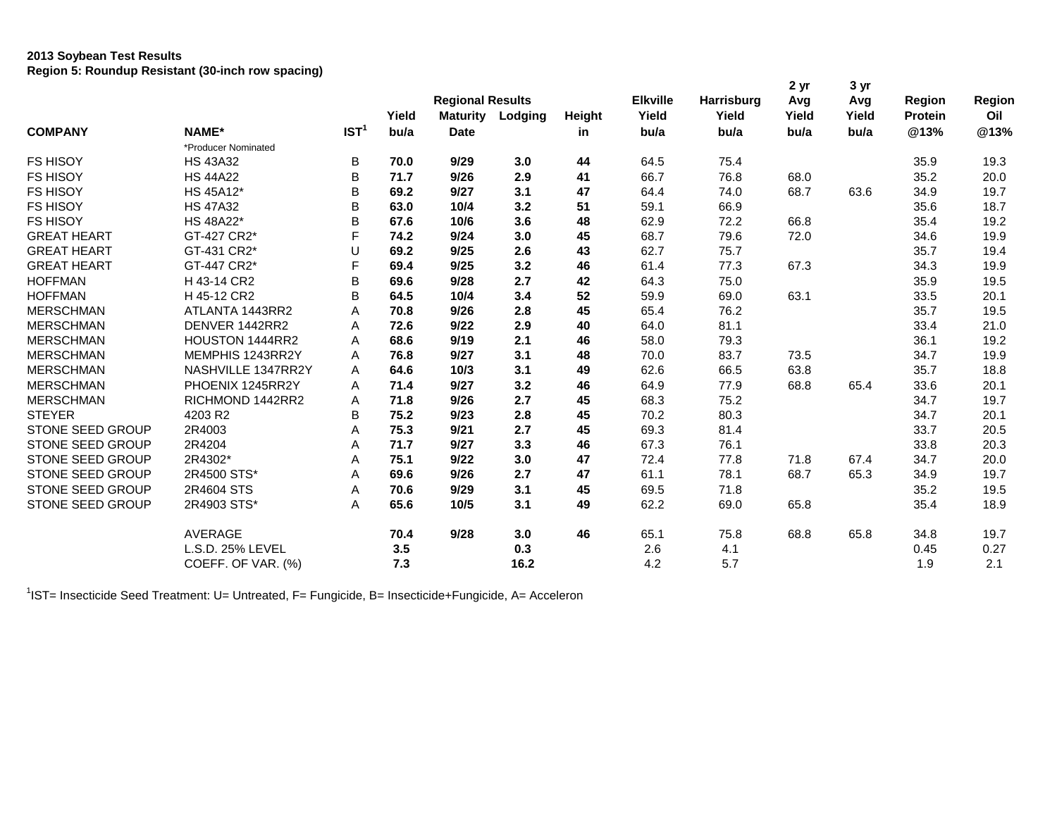**2013 Soybean Test Results**
**Region 5: Roundup Resistant (30-inch row spacing)**

| COMPANY | NAME* | IST[1] | Yield bu/a | Regional Results Maturity Date | Lodging | Height in | Elkville Yield bu/a | Harrisburg Yield bu/a | 2 yr Avg Yield bu/a | 3 yr Avg Yield bu/a | Region Protein @13% | Region Oil @13% |
|---|---|---|---|---|---|---|---|---|---|---|---|---|
| | *Producer Nominated | | | | | | | | | | | |
| FS HISOY | HS 43A32 | B | **70.0** | **9/29** | **3.0** | **44** | 64.5 | 75.4 | | | 35.9 | 19.3 |
| FS HISOY | HS 44A22 | B | **71.7** | **9/26** | **2.9** | **41** | 66.7 | 76.8 | 68.0 | | 35.2 | 20.0 |
| FS HISOY | HS 45A12* | B | **69.2** | **9/27** | **3.1** | **47** | 64.4 | 74.0 | 68.7 | 63.6 | 34.9 | 19.7 |
| FS HISOY | HS 47A32 | B | **63.0** | **10/4** | **3.2** | **51** | 59.1 | 66.9 | | | 35.6 | 18.7 |
| FS HISOY | HS 48A22* | B | **67.6** | **10/6** | **3.6** | **48** | 62.9 | 72.2 | 66.8 | | 35.4 | 19.2 |
| GREAT HEART | GT-427 CR2* | F | **74.2** | **9/24** | **3.0** | **45** | 68.7 | 79.6 | 72.0 | | 34.6 | 19.9 |
| GREAT HEART | GT-431 CR2* | U | **69.2** | **9/25** | **2.6** | **43** | 62.7 | 75.7 | | | 35.7 | 19.4 |
| GREAT HEART | GT-447 CR2* | F | **69.4** | **9/25** | **3.2** | **46** | 61.4 | 77.3 | 67.3 | | 34.3 | 19.9 |
| HOFFMAN | H 43-14 CR2 | B | **69.6** | **9/28** | **2.7** | **42** | 64.3 | 75.0 | | | 35.9 | 19.5 |
| HOFFMAN | H 45-12 CR2 | B | **64.5** | **10/4** | **3.4** | **52** | 59.9 | 69.0 | 63.1 | | 33.5 | 20.1 |
| MERSCHMAN | ATLANTA 1443RR2 | A | **70.8** | **9/26** | **2.8** | **45** | 65.4 | 76.2 | | | 35.7 | 19.5 |
| MERSCHMAN | DENVER 1442RR2 | A | **72.6** | **9/22** | **2.9** | **40** | 64.0 | 81.1 | | | 33.4 | 21.0 |
| MERSCHMAN | HOUSTON 1444RR2 | A | **68.6** | **9/19** | **2.1** | **46** | 58.0 | 79.3 | | | 36.1 | 19.2 |
| MERSCHMAN | MEMPHIS 1243RR2Y | A | **76.8** | **9/27** | **3.1** | **48** | 70.0 | 83.7 | 73.5 | | 34.7 | 19.9 |
| MERSCHMAN | NASHVILLE 1347RR2Y | A | **64.6** | **10/3** | **3.1** | **49** | 62.6 | 66.5 | 63.8 | | 35.7 | 18.8 |
| MERSCHMAN | PHOENIX 1245RR2Y | A | **71.4** | **9/27** | **3.2** | **46** | 64.9 | 77.9 | 68.8 | 65.4 | 33.6 | 20.1 |
| MERSCHMAN | RICHMOND 1442RR2 | A | **71.8** | **9/26** | **2.7** | **45** | 68.3 | 75.2 | | | 34.7 | 19.7 |
| STEYER | 4203 R2 | B | **75.2** | **9/23** | **2.8** | **45** | 70.2 | 80.3 | | | 34.7 | 20.1 |
| STONE SEED GROUP | 2R4003 | A | **75.3** | **9/21** | **2.7** | **45** | 69.3 | 81.4 | | | 33.7 | 20.5 |
| STONE SEED GROUP | 2R4204 | A | **71.7** | **9/27** | **3.3** | **46** | 67.3 | 76.1 | | | 33.8 | 20.3 |
| STONE SEED GROUP | 2R4302* | A | **75.1** | **9/22** | **3.0** | **47** | 72.4 | 77.8 | 71.8 | 67.4 | 34.7 | 20.0 |
| STONE SEED GROUP | 2R4500 STS* | A | **69.6** | **9/26** | **2.7** | **47** | 61.1 | 78.1 | 68.7 | 65.3 | 34.9 | 19.7 |
| STONE SEED GROUP | 2R4604 STS | A | **70.6** | **9/29** | **3.1** | **45** | 69.5 | 71.8 | | | 35.2 | 19.5 |
| STONE SEED GROUP | 2R4903 STS* | A | **65.6** | **10/5** | **3.1** | **49** | 62.2 | 69.0 | 65.8 | | 35.4 | 18.9 |
| | AVERAGE | | **70.4** | **9/28** | **3.0** | **46** | 65.1 | 75.8 | 68.8 | 65.8 | 34.8 | 19.7 |
| | L.S.D. 25% LEVEL | | **3.5** | | **0.3** | | 2.6 | 4.1 | | | 0.45 | 0.27 |
| | COEFF. OF VAR. (%) | | **7.3** | | **16.2** | | 4.2 | 5.7 | | | 1.9 | 2.1 |

[1]IST= Insecticide Seed Treatment: U= Untreated, F= Fungicide, B= Insecticide+Fungicide, A= Acceleron